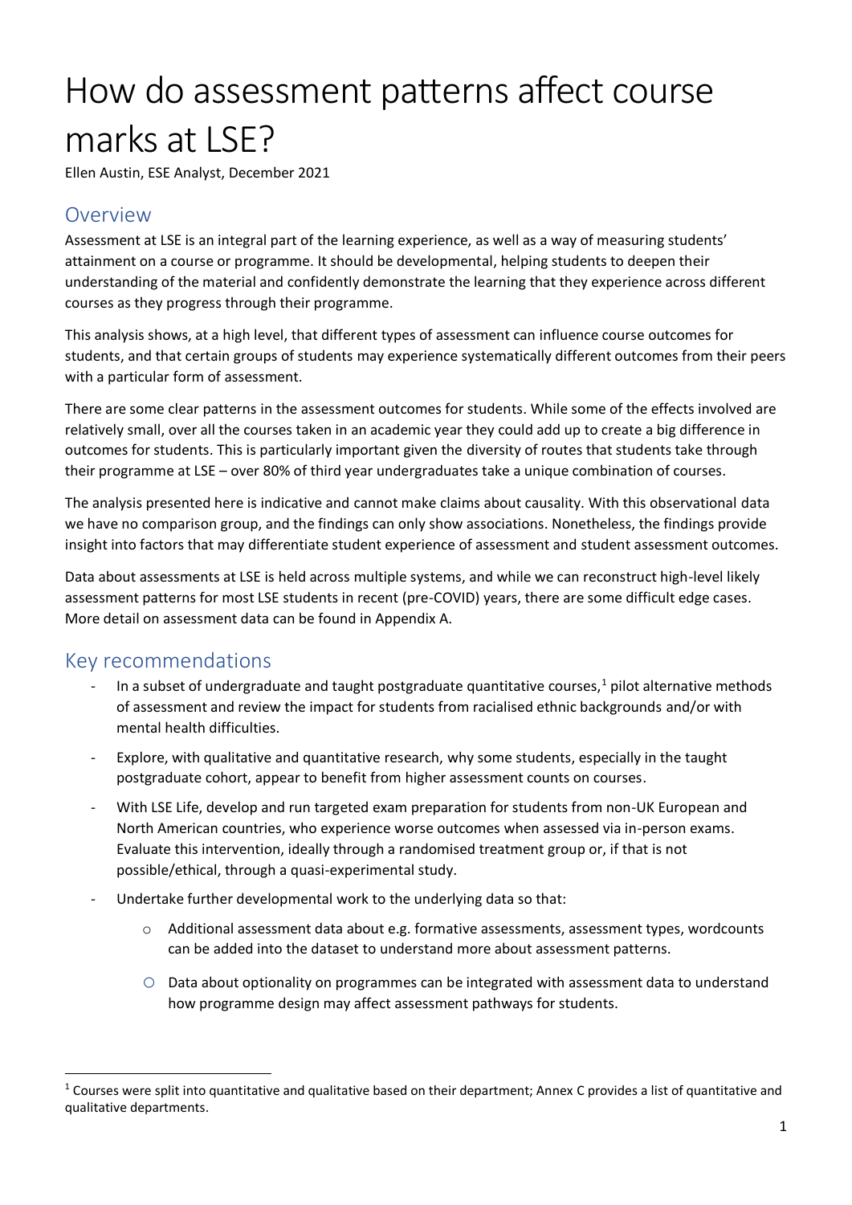# How do assessment patterns affect course marks at LSE?

Ellen Austin, ESE Analyst, December 2021

## Overview

Assessment at LSE is an integral part of the learning experience, as well as a way of measuring students' attainment on a course or programme. It should be developmental, helping students to deepen their understanding of the material and confidently demonstrate the learning that they experience across different courses as they progress through their programme.

This analysis shows, at a high level, that different types of assessment can influence course outcomes for students, and that certain groups of students may experience systematically different outcomes from their peers with a particular form of assessment.

There are some clear patterns in the assessment outcomes for students. While some of the effects involved are relatively small, over all the courses taken in an academic year they could add up to create a big difference in outcomes for students. This is particularly important given the diversity of routes that students take through their programme at LSE – over 80% of third year undergraduates take a unique combination of courses.

The analysis presented here is indicative and cannot make claims about causality. With this observational data we have no comparison group, and the findings can only show associations. Nonetheless, the findings provide insight into factors that may differentiate student experience of assessment and student assessment outcomes.

Data about assessments at LSE is held across multiple systems, and while we can reconstruct high-level likely assessment patterns for most LSE students in recent (pre-COVID) years, there are some difficult edge cases. More detail on assessment data can be found in Appendix A.

## Key recommendations

- In a subset of undergraduate and taught postgraduate quantitative courses,[1] pilot alternative methods of assessment and review the impact for students from racialised ethnic backgrounds and/or with mental health difficulties.
- Explore, with qualitative and quantitative research, why some students, especially in the taught postgraduate cohort, appear to benefit from higher assessment counts on courses.
- With LSE Life, develop and run targeted exam preparation for students from non-UK European and North American countries, who experience worse outcomes when assessed via in-person exams. Evaluate this intervention, ideally through a randomised treatment group or, if that is not possible/ethical, through a quasi-experimental study.
- Undertake further developmental work to the underlying data so that:
  - Additional assessment data about e.g. formative assessments, assessment types, wordcounts can be added into the dataset to understand more about assessment patterns.
  - Data about optionality on programmes can be integrated with assessment data to understand how programme design may affect assessment pathways for students.

[1] Courses were split into quantitative and qualitative based on their department; Annex C provides a list of quantitative and qualitative departments.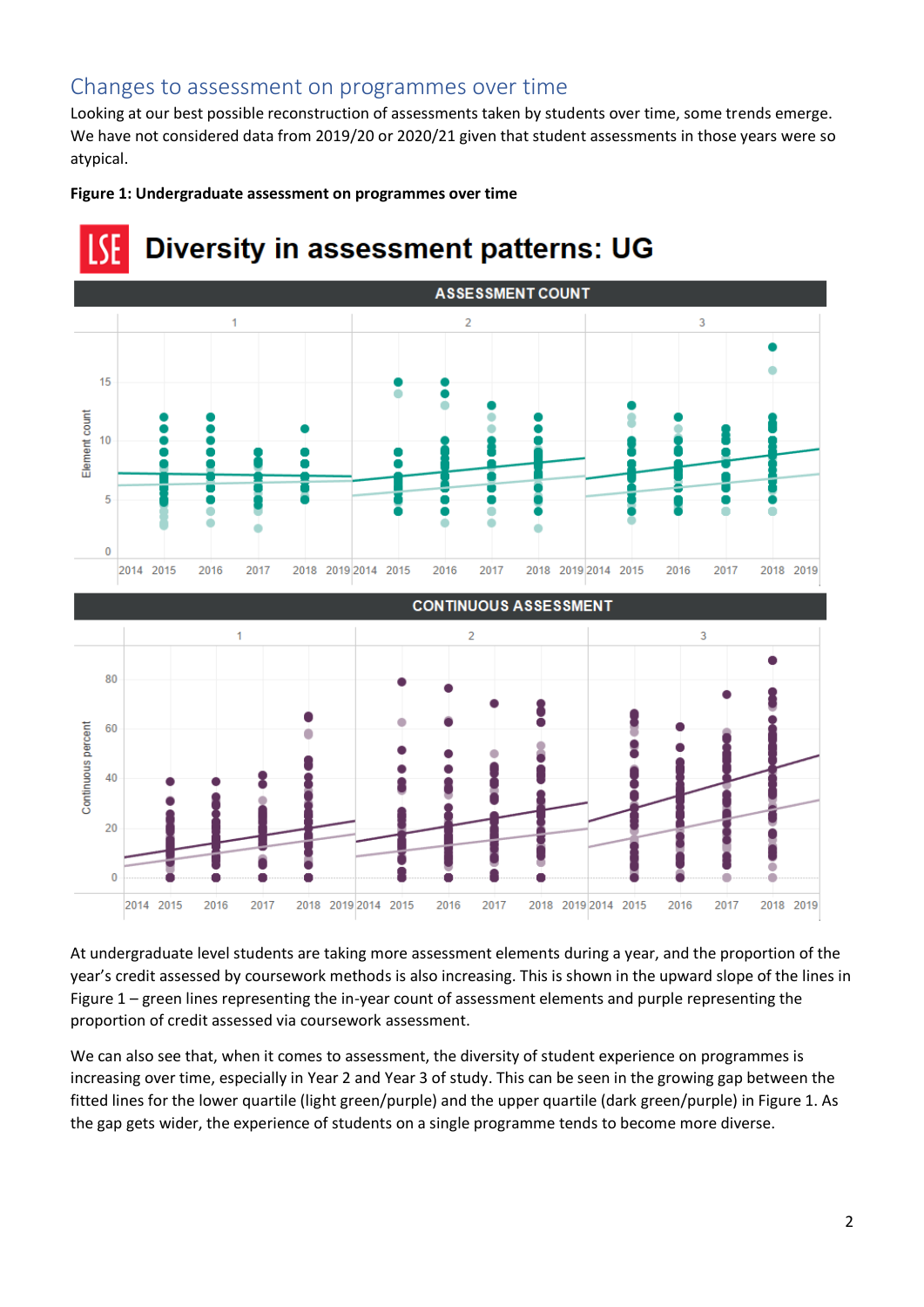## Changes to assessment on programmes over time

Looking at our best possible reconstruction of assessments taken by students over time, some trends emerge. We have not considered data from 2019/20 or 2020/21 given that student assessments in those years were so atypical.

**Figure 1: Undergraduate assessment on programmes over time**

At undergraduate level students are taking more assessment elements during a year, and the proportion of the year's credit assessed by coursework methods is also increasing. This is shown in the upward slope of the lines in Figure 1 – green lines representing the in-year count of assessment elements and purple representing the proportion of credit assessed via coursework assessment.

We can also see that, when it comes to assessment, the diversity of student experience on programmes is increasing over time, especially in Year 2 and Year 3 of study. This can be seen in the growing gap between the fitted lines for the lower quartile (light green/purple) and the upper quartile (dark green/purple) in Figure 1. As the gap gets wider, the experience of students on a single programme tends to become more diverse.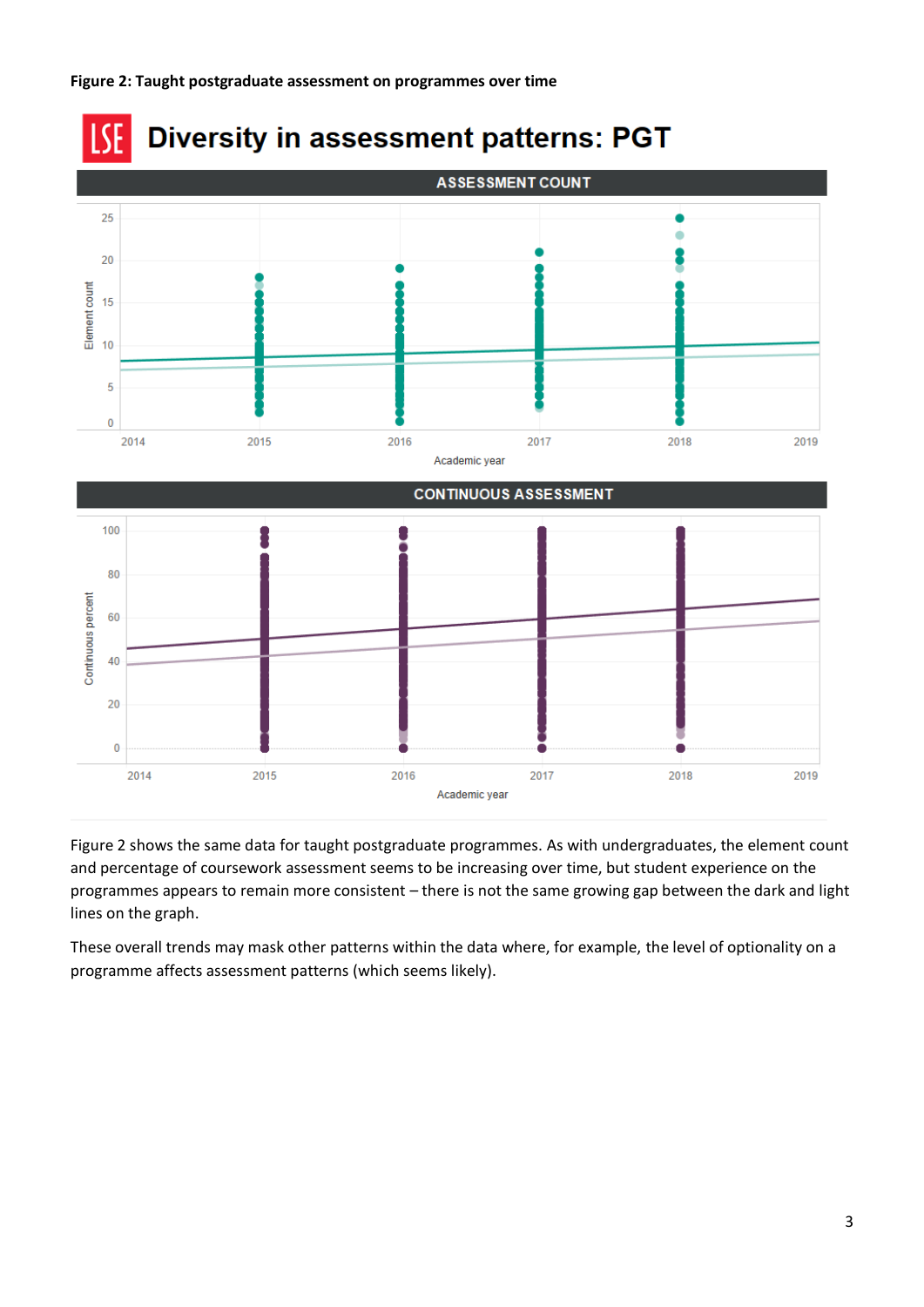**Figure 2: Taught postgraduate assessment on programmes over time**

Figure 2 shows the same data for taught postgraduate programmes. As with undergraduates, the element count and percentage of coursework assessment seems to be increasing over time, but student experience on the programmes appears to remain more consistent – there is not the same growing gap between the dark and light lines on the graph.

These overall trends may mask other patterns within the data where, for example, the level of optionality on a programme affects assessment patterns (which seems likely).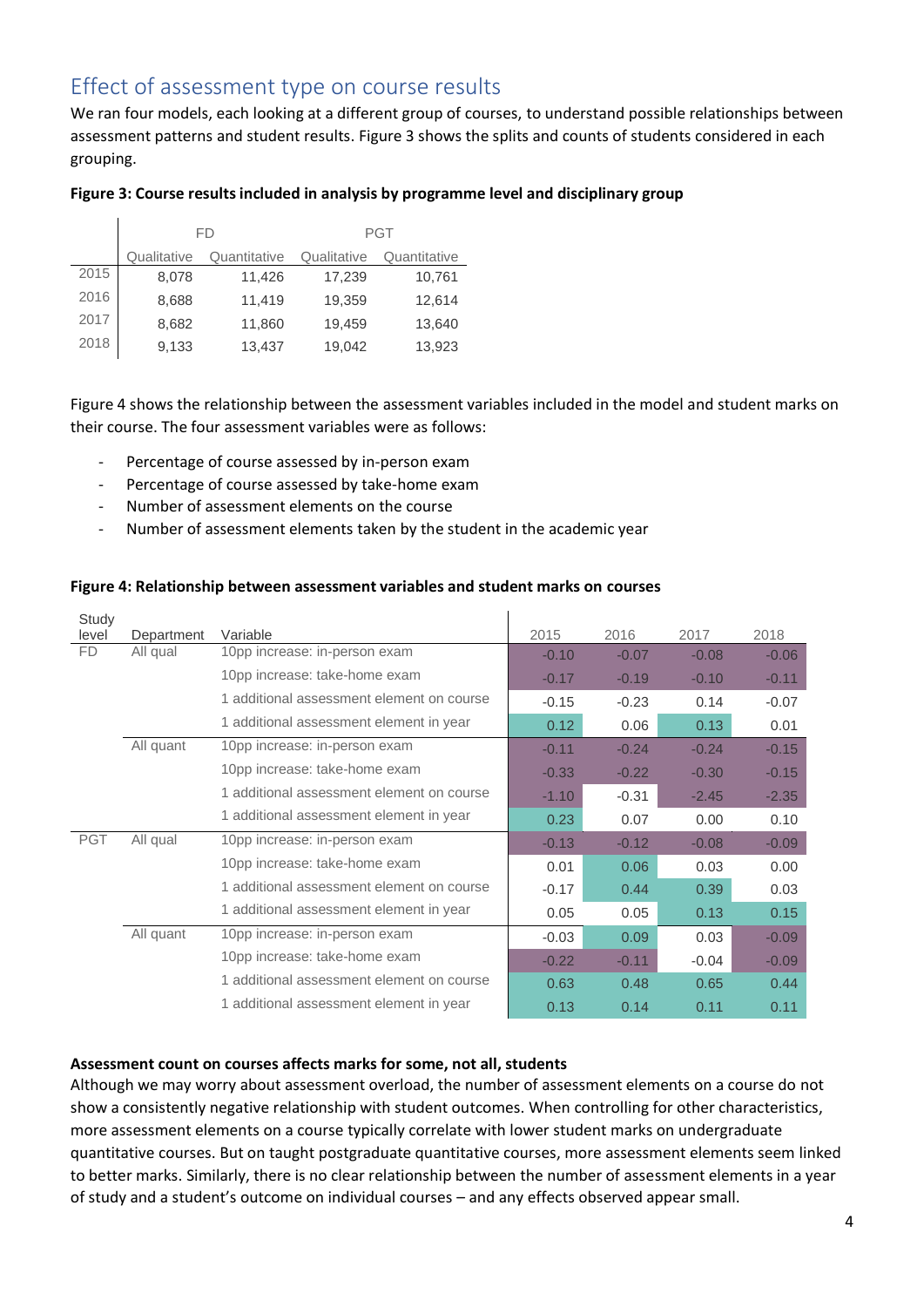## Effect of assessment type on course results

We ran four models, each looking at a different group of courses, to understand possible relationships between assessment patterns and student results. Figure 3 shows the splits and counts of students considered in each grouping.

**Figure 3: Course results included in analysis by programme level and disciplinary group**

| | FD | | PGT | |
|---|---|---|---|---|
| | Qualitative | Quantitative | Qualitative | Quantitative |
| 2015 | 8,078 | 11,426 | 17,239 | 10,761 |
| 2016 | 8,688 | 11,419 | 19,359 | 12,614 |
| 2017 | 8,682 | 11,860 | 19,459 | 13,640 |
| 2018 | 9,133 | 13,437 | 19,042 | 13,923 |

Figure 4 shows the relationship between the assessment variables included in the model and student marks on their course. The four assessment variables were as follows:

- Percentage of course assessed by in-person exam
- Percentage of course assessed by take-home exam
- Number of assessment elements on the course
- Number of assessment elements taken by the student in the academic year

**Figure 4: Relationship between assessment variables and student marks on courses**

| Study level | Department | Variable | 2015 | 2016 | 2017 | 2018 |
|---|---|---|---|---|---|---|
| FD | All qual | 10pp increase: in-person exam | -0.10 | -0.07 | -0.08 | -0.06 |
| | | 10pp increase: take-home exam | -0.17 | -0.19 | -0.10 | -0.11 |
| | | 1 additional assessment element on course | -0.15 | -0.23 | 0.14 | -0.07 |
| | | 1 additional assessment element in year | 0.12 | 0.06 | 0.13 | 0.01 |
| | All quant | 10pp increase: in-person exam | -0.11 | -0.24 | -0.24 | -0.15 |
| | | 10pp increase: take-home exam | -0.33 | -0.22 | -0.30 | -0.15 |
| | | 1 additional assessment element on course | -1.10 | -0.31 | -2.45 | -2.35 |
| | | 1 additional assessment element in year | 0.23 | 0.07 | 0.00 | 0.10 |
| PGT | All qual | 10pp increase: in-person exam | -0.13 | -0.12 | -0.08 | -0.09 |
| | | 10pp increase: take-home exam | 0.01 | 0.06 | 0.03 | 0.00 |
| | | 1 additional assessment element on course | -0.17 | 0.44 | 0.39 | 0.03 |
| | | 1 additional assessment element in year | 0.05 | 0.05 | 0.13 | 0.15 |
| | All quant | 10pp increase: in-person exam | -0.03 | 0.09 | 0.03 | -0.09 |
| | | 10pp increase: take-home exam | -0.22 | -0.11 | -0.04 | -0.09 |
| | | 1 additional assessment element on course | 0.63 | 0.48 | 0.65 | 0.44 |
| | | 1 additional assessment element in year | 0.13 | 0.14 | 0.11 | 0.11 |

**Assessment count on courses affects marks for some, not all, students**

Although we may worry about assessment overload, the number of assessment elements on a course do not show a consistently negative relationship with student outcomes. When controlling for other characteristics, more assessment elements on a course typically correlate with lower student marks on undergraduate quantitative courses. But on taught postgraduate quantitative courses, more assessment elements seem linked to better marks. Similarly, there is no clear relationship between the number of assessment elements in a year of study and a student's outcome on individual courses – and any effects observed appear small.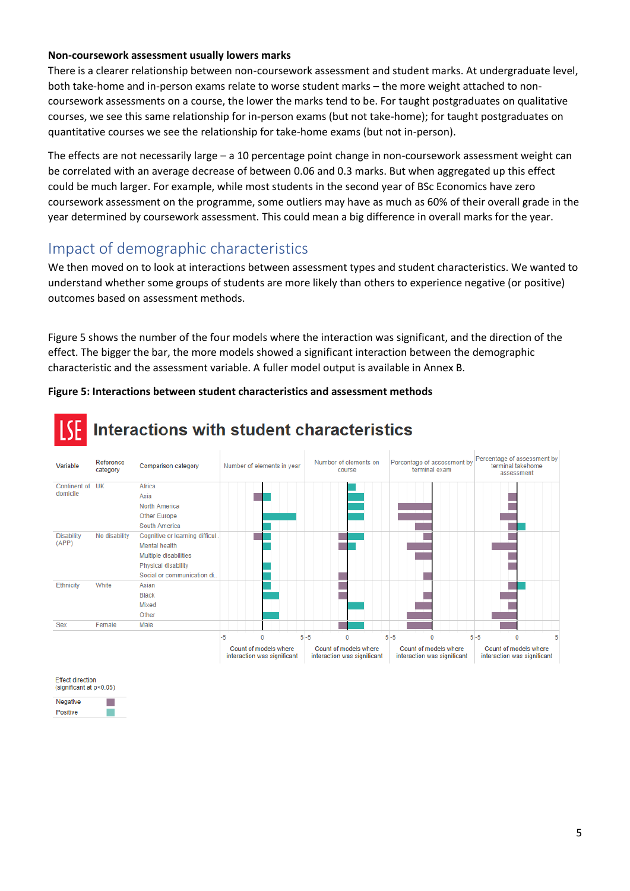**Non-coursework assessment usually lowers marks**

There is a clearer relationship between non-coursework assessment and student marks. At undergraduate level, both take-home and in-person exams relate to worse student marks – the more weight attached to non-coursework assessments on a course, the lower the marks tend to be. For taught postgraduates on qualitative courses, we see this same relationship for in-person exams (but not take-home); for taught postgraduates on quantitative courses we see the relationship for take-home exams (but not in-person).

The effects are not necessarily large – a 10 percentage point change in non-coursework assessment weight can be correlated with an average decrease of between 0.06 and 0.3 marks. But when aggregated up this effect could be much larger. For example, while most students in the second year of BSc Economics have zero coursework assessment on the programme, some outliers may have as much as 60% of their overall grade in the year determined by coursework assessment. This could mean a big difference in overall marks for the year.

## Impact of demographic characteristics

We then moved on to look at interactions between assessment types and student characteristics. We wanted to understand whether some groups of students are more likely than others to experience negative (or positive) outcomes based on assessment methods.

Figure 5 shows the number of the four models where the interaction was significant, and the direction of the effect. The bigger the bar, the more models showed a significant interaction between the demographic characteristic and the assessment variable. A fuller model output is available in Annex B.

**Figure 5: Interactions between student characteristics and assessment methods**

**Interactions with student characteristics**

| Variable | Reference category | Comparison category |
| --- | --- | --- |
| Continent of domicile | UK | Africa |
| | | Asia |
| | | North America |
| | | Other Europe |
| | | South America |
| Disability (APP) | No disability | Cognitive or learning difficul.. |
| | | Mental health |
| | | Multiple disabilities |
| | | Physical disability |
| | | Social or communication di.. |
| Ethnicity | White | Asian |
| | | Black |
| | | Mixed |
| | | Other |
| Sex | Female | Male |

Chart panels: Number of elements in year; Number of elements on course; Percentage of assessment by terminal exam; Percentage of assessment by terminal takehome assessment. Axis (each panel): -5 to 5, Count of models where interaction was significant.

Effect direction (significant at p<0.05)

- Negative
- Positive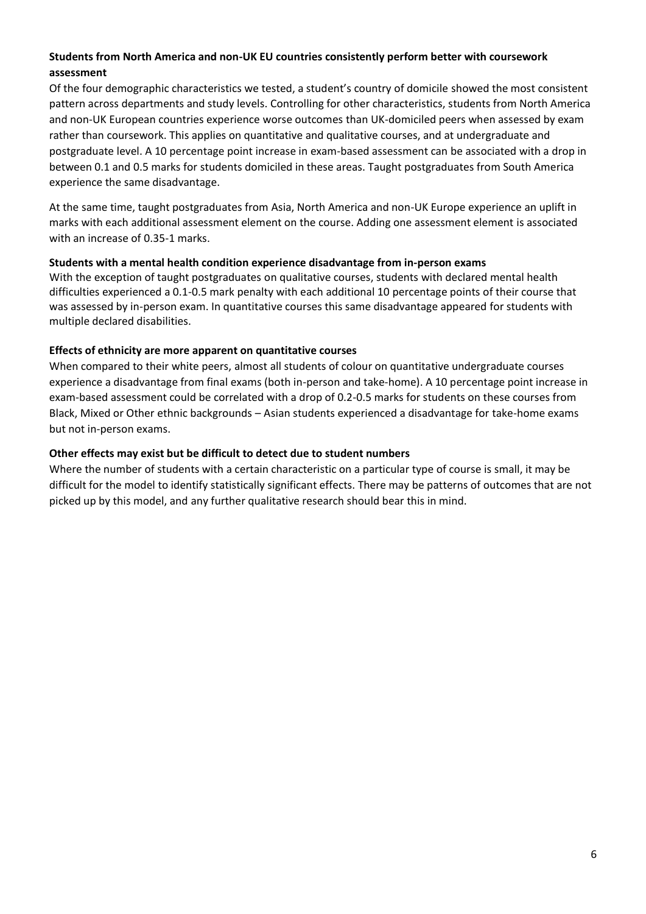### Students from North America and non-UK EU countries consistently perform better with coursework assessment

Of the four demographic characteristics we tested, a student's country of domicile showed the most consistent pattern across departments and study levels. Controlling for other characteristics, students from North America and non-UK European countries experience worse outcomes than UK-domiciled peers when assessed by exam rather than coursework. This applies on quantitative and qualitative courses, and at undergraduate and postgraduate level. A 10 percentage point increase in exam-based assessment can be associated with a drop in between 0.1 and 0.5 marks for students domiciled in these areas. Taught postgraduates from South America experience the same disadvantage.

At the same time, taught postgraduates from Asia, North America and non-UK Europe experience an uplift in marks with each additional assessment element on the course. Adding one assessment element is associated with an increase of 0.35-1 marks.

### Students with a mental health condition experience disadvantage from in-person exams

With the exception of taught postgraduates on qualitative courses, students with declared mental health difficulties experienced a 0.1-0.5 mark penalty with each additional 10 percentage points of their course that was assessed by in-person exam. In quantitative courses this same disadvantage appeared for students with multiple declared disabilities.

### Effects of ethnicity are more apparent on quantitative courses

When compared to their white peers, almost all students of colour on quantitative undergraduate courses experience a disadvantage from final exams (both in-person and take-home). A 10 percentage point increase in exam-based assessment could be correlated with a drop of 0.2-0.5 marks for students on these courses from Black, Mixed or Other ethnic backgrounds – Asian students experienced a disadvantage for take-home exams but not in-person exams.

### Other effects may exist but be difficult to detect due to student numbers

Where the number of students with a certain characteristic on a particular type of course is small, it may be difficult for the model to identify statistically significant effects. There may be patterns of outcomes that are not picked up by this model, and any further qualitative research should bear this in mind.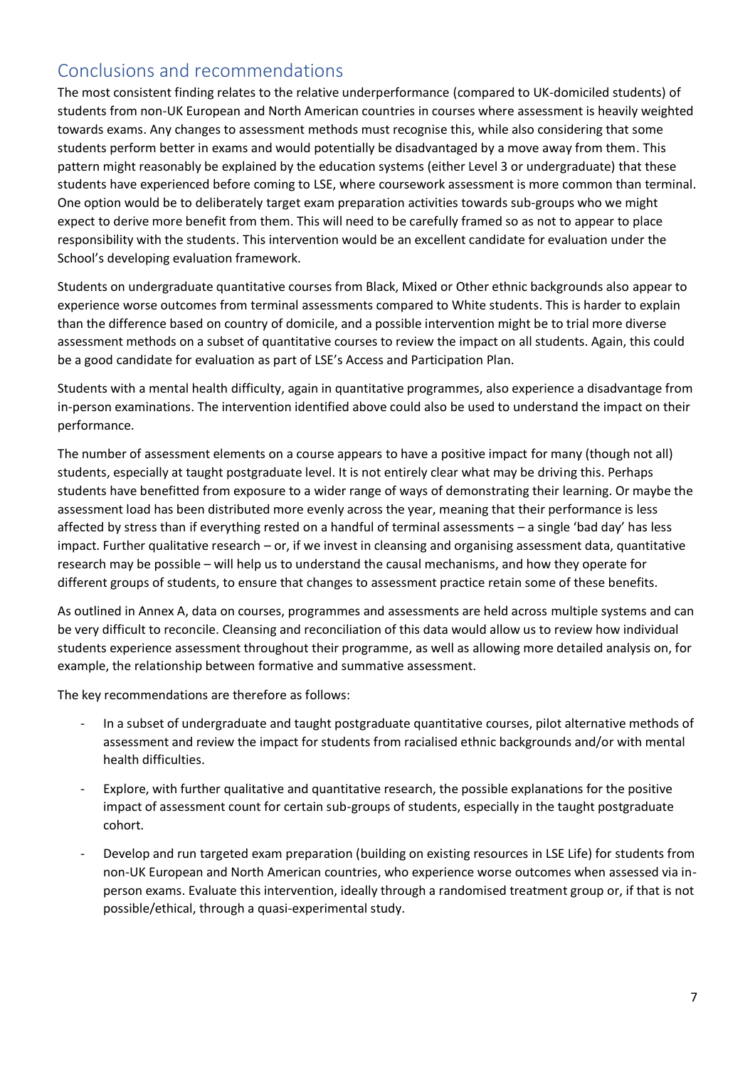## Conclusions and recommendations

The most consistent finding relates to the relative underperformance (compared to UK-domiciled students) of students from non-UK European and North American countries in courses where assessment is heavily weighted towards exams. Any changes to assessment methods must recognise this, while also considering that some students perform better in exams and would potentially be disadvantaged by a move away from them. This pattern might reasonably be explained by the education systems (either Level 3 or undergraduate) that these students have experienced before coming to LSE, where coursework assessment is more common than terminal. One option would be to deliberately target exam preparation activities towards sub-groups who we might expect to derive more benefit from them. This will need to be carefully framed so as not to appear to place responsibility with the students. This intervention would be an excellent candidate for evaluation under the School's developing evaluation framework.

Students on undergraduate quantitative courses from Black, Mixed or Other ethnic backgrounds also appear to experience worse outcomes from terminal assessments compared to White students. This is harder to explain than the difference based on country of domicile, and a possible intervention might be to trial more diverse assessment methods on a subset of quantitative courses to review the impact on all students. Again, this could be a good candidate for evaluation as part of LSE's Access and Participation Plan.

Students with a mental health difficulty, again in quantitative programmes, also experience a disadvantage from in-person examinations. The intervention identified above could also be used to understand the impact on their performance.

The number of assessment elements on a course appears to have a positive impact for many (though not all) students, especially at taught postgraduate level. It is not entirely clear what may be driving this. Perhaps students have benefitted from exposure to a wider range of ways of demonstrating their learning. Or maybe the assessment load has been distributed more evenly across the year, meaning that their performance is less affected by stress than if everything rested on a handful of terminal assessments – a single 'bad day' has less impact. Further qualitative research – or, if we invest in cleansing and organising assessment data, quantitative research may be possible – will help us to understand the causal mechanisms, and how they operate for different groups of students, to ensure that changes to assessment practice retain some of these benefits.

As outlined in Annex A, data on courses, programmes and assessments are held across multiple systems and can be very difficult to reconcile. Cleansing and reconciliation of this data would allow us to review how individual students experience assessment throughout their programme, as well as allowing more detailed analysis on, for example, the relationship between formative and summative assessment.

The key recommendations are therefore as follows:

- In a subset of undergraduate and taught postgraduate quantitative courses, pilot alternative methods of assessment and review the impact for students from racialised ethnic backgrounds and/or with mental health difficulties.
- Explore, with further qualitative and quantitative research, the possible explanations for the positive impact of assessment count for certain sub-groups of students, especially in the taught postgraduate cohort.
- Develop and run targeted exam preparation (building on existing resources in LSE Life) for students from non-UK European and North American countries, who experience worse outcomes when assessed via in-person exams. Evaluate this intervention, ideally through a randomised treatment group or, if that is not possible/ethical, through a quasi-experimental study.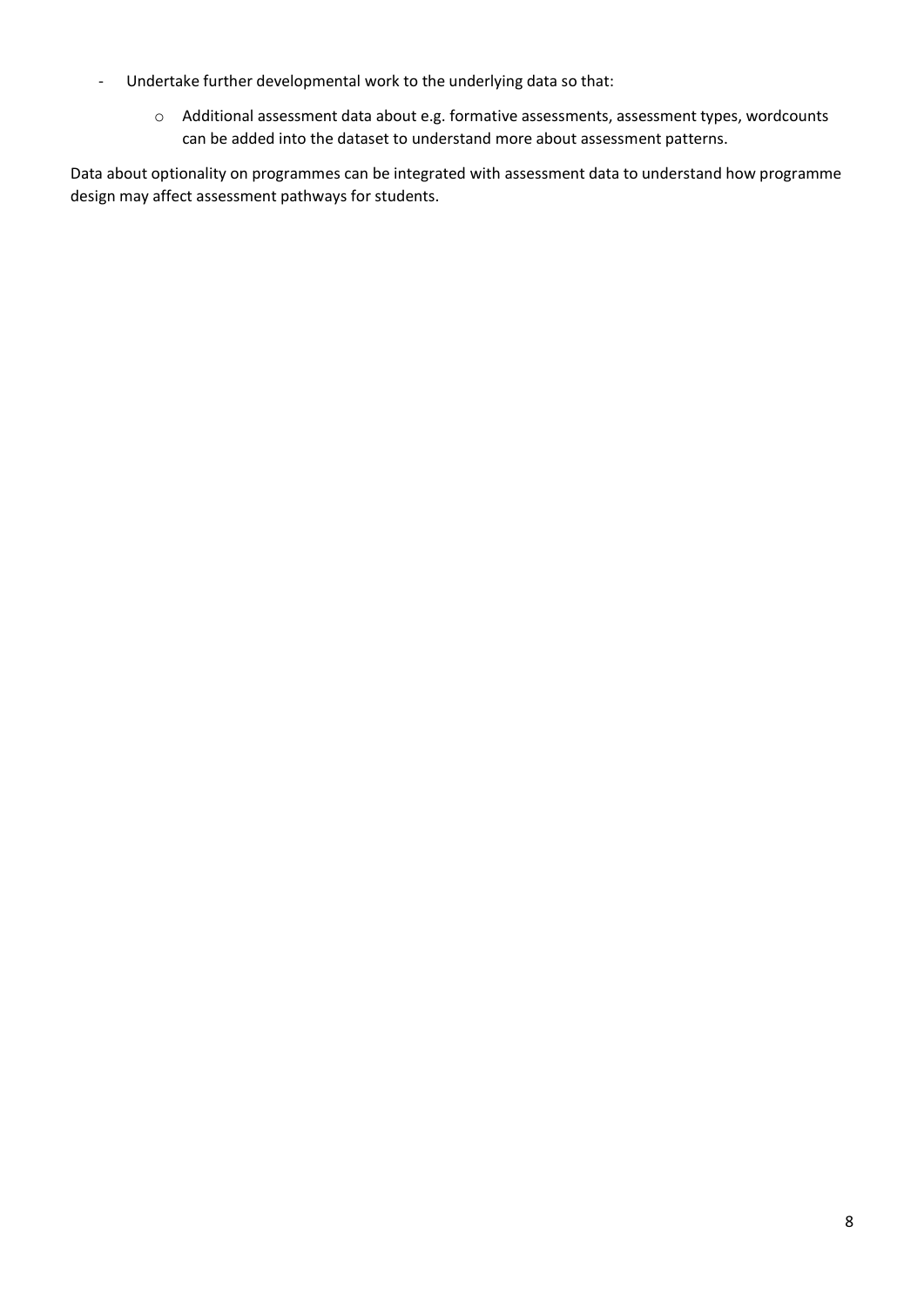- Undertake further developmental work to the underlying data so that:
    - Additional assessment data about e.g. formative assessments, assessment types, wordcounts can be added into the dataset to understand more about assessment patterns.

Data about optionality on programmes can be integrated with assessment data to understand how programme design may affect assessment pathways for students.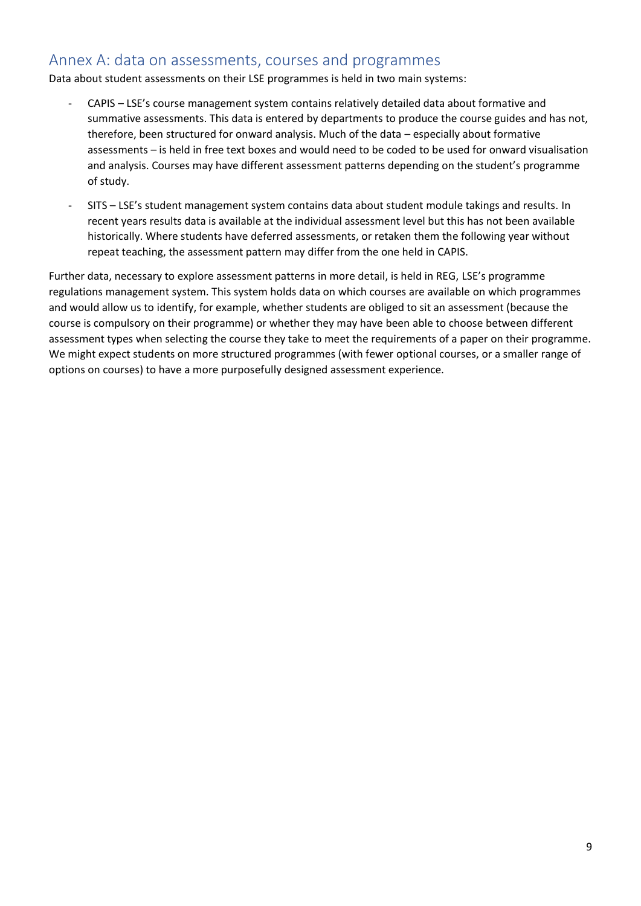## Annex A: data on assessments, courses and programmes

Data about student assessments on their LSE programmes is held in two main systems:

- CAPIS – LSE's course management system contains relatively detailed data about formative and summative assessments. This data is entered by departments to produce the course guides and has not, therefore, been structured for onward analysis. Much of the data – especially about formative assessments – is held in free text boxes and would need to be coded to be used for onward visualisation and analysis. Courses may have different assessment patterns depending on the student's programme of study.
- SITS – LSE's student management system contains data about student module takings and results. In recent years results data is available at the individual assessment level but this has not been available historically. Where students have deferred assessments, or retaken them the following year without repeat teaching, the assessment pattern may differ from the one held in CAPIS.

Further data, necessary to explore assessment patterns in more detail, is held in REG, LSE's programme regulations management system. This system holds data on which courses are available on which programmes and would allow us to identify, for example, whether students are obliged to sit an assessment (because the course is compulsory on their programme) or whether they may have been able to choose between different assessment types when selecting the course they take to meet the requirements of a paper on their programme. We might expect students on more structured programmes (with fewer optional courses, or a smaller range of options on courses) to have a more purposefully designed assessment experience.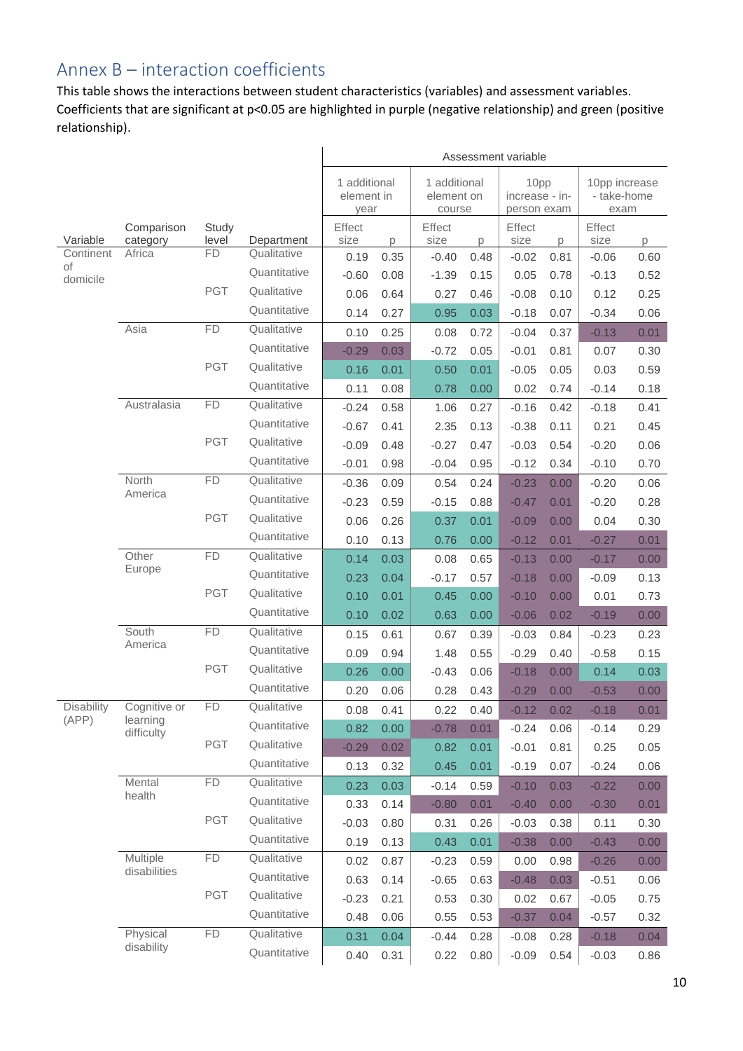## Annex B – interaction coefficients

This table shows the interactions between student characteristics (variables) and assessment variables. Coefficients that are significant at p<0.05 are highlighted in purple (negative relationship) and green (positive relationship).

| | | | | Assessment variable | | | | | | | |
|---|---|---|---|---|---|---|---|---|---|---|---|
| | | | | 1 additional element in year | | 1 additional element on course | | 10pp increase - in-person exam | | 10pp increase - take-home exam | |
| Variable | Comparison category | Study level | Department | Effect size | p | Effect size | p | Effect size | p | Effect size | p |
| Continent of domicile | Africa | FD | Qualitative | 0.19 | 0.35 | -0.40 | 0.48 | -0.02 | 0.81 | -0.06 | 0.60 |
| | | | Quantitative | -0.60 | 0.08 | -1.39 | 0.15 | 0.05 | 0.78 | -0.13 | 0.52 |
| | | PGT | Qualitative | 0.06 | 0.64 | 0.27 | 0.46 | -0.08 | 0.10 | 0.12 | 0.25 |
| | | | Quantitative | 0.14 | 0.27 | 0.95 | 0.03 | -0.18 | 0.07 | -0.34 | 0.06 |
| | Asia | FD | Qualitative | 0.10 | 0.25 | 0.08 | 0.72 | -0.04 | 0.37 | -0.13 | 0.01 |
| | | | Quantitative | -0.29 | 0.03 | -0.72 | 0.05 | -0.01 | 0.81 | 0.07 | 0.30 |
| | | PGT | Qualitative | 0.16 | 0.01 | 0.50 | 0.01 | -0.05 | 0.05 | 0.03 | 0.59 |
| | | | Quantitative | 0.11 | 0.08 | 0.78 | 0.00 | 0.02 | 0.74 | -0.14 | 0.18 |
| | Australasia | FD | Qualitative | -0.24 | 0.58 | 1.06 | 0.27 | -0.16 | 0.42 | -0.18 | 0.41 |
| | | | Quantitative | -0.67 | 0.41 | 2.35 | 0.13 | -0.38 | 0.11 | 0.21 | 0.45 |
| | | PGT | Qualitative | -0.09 | 0.48 | -0.27 | 0.47 | -0.03 | 0.54 | -0.20 | 0.06 |
| | | | Quantitative | -0.01 | 0.98 | -0.04 | 0.95 | -0.12 | 0.34 | -0.10 | 0.70 |
| | North America | FD | Qualitative | -0.36 | 0.09 | 0.54 | 0.24 | -0.23 | 0.00 | -0.20 | 0.06 |
| | | | Quantitative | -0.23 | 0.59 | -0.15 | 0.88 | -0.47 | 0.01 | -0.20 | 0.28 |
| | | PGT | Qualitative | 0.06 | 0.26 | 0.37 | 0.01 | -0.09 | 0.00 | 0.04 | 0.30 |
| | | | Quantitative | 0.10 | 0.13 | 0.76 | 0.00 | -0.12 | 0.01 | -0.27 | 0.01 |
| | Other Europe | FD | Qualitative | 0.14 | 0.03 | 0.08 | 0.65 | -0.13 | 0.00 | -0.17 | 0.00 |
| | | | Quantitative | 0.23 | 0.04 | -0.17 | 0.57 | -0.18 | 0.00 | -0.09 | 0.13 |
| | | PGT | Qualitative | 0.10 | 0.01 | 0.45 | 0.00 | -0.10 | 0.00 | 0.01 | 0.73 |
| | | | Quantitative | 0.10 | 0.02 | 0.63 | 0.00 | -0.06 | 0.02 | -0.19 | 0.00 |
| | South America | FD | Qualitative | 0.15 | 0.61 | 0.67 | 0.39 | -0.03 | 0.84 | -0.23 | 0.23 |
| | | | Quantitative | 0.09 | 0.94 | 1.48 | 0.55 | -0.29 | 0.40 | -0.58 | 0.15 |
| | | PGT | Qualitative | 0.26 | 0.00 | -0.43 | 0.06 | -0.18 | 0.00 | 0.14 | 0.03 |
| | | | Quantitative | 0.20 | 0.06 | 0.28 | 0.43 | -0.29 | 0.00 | -0.53 | 0.00 |
| Disability (APP) | Cognitive or learning difficulty | FD | Qualitative | 0.08 | 0.41 | 0.22 | 0.40 | -0.12 | 0.02 | -0.18 | 0.01 |
| | | | Quantitative | 0.82 | 0.00 | -0.78 | 0.01 | -0.24 | 0.06 | -0.14 | 0.29 |
| | | PGT | Qualitative | -0.29 | 0.02 | 0.82 | 0.01 | -0.01 | 0.81 | 0.25 | 0.05 |
| | | | Quantitative | 0.13 | 0.32 | 0.45 | 0.01 | -0.19 | 0.07 | -0.24 | 0.06 |
| | Mental health | FD | Qualitative | 0.23 | 0.03 | -0.14 | 0.59 | -0.10 | 0.03 | -0.22 | 0.00 |
| | | | Quantitative | 0.33 | 0.14 | -0.80 | 0.01 | -0.40 | 0.00 | -0.30 | 0.01 |
| | | PGT | Qualitative | -0.03 | 0.80 | 0.31 | 0.26 | -0.03 | 0.38 | 0.11 | 0.30 |
| | | | Quantitative | 0.19 | 0.13 | 0.43 | 0.01 | -0.38 | 0.00 | -0.43 | 0.00 |
| | Multiple disabilities | FD | Qualitative | 0.02 | 0.87 | -0.23 | 0.59 | 0.00 | 0.98 | -0.26 | 0.00 |
| | | | Quantitative | 0.63 | 0.14 | -0.65 | 0.63 | -0.48 | 0.03 | -0.51 | 0.06 |
| | | PGT | Qualitative | -0.23 | 0.21 | 0.53 | 0.30 | 0.02 | 0.67 | -0.05 | 0.75 |
| | | | Quantitative | 0.48 | 0.06 | 0.55 | 0.53 | -0.37 | 0.04 | -0.57 | 0.32 |
| | Physical disability | FD | Qualitative | 0.31 | 0.04 | -0.44 | 0.28 | -0.08 | 0.28 | -0.18 | 0.04 |
| | | | Quantitative | 0.40 | 0.31 | 0.22 | 0.80 | -0.09 | 0.54 | -0.03 | 0.86 |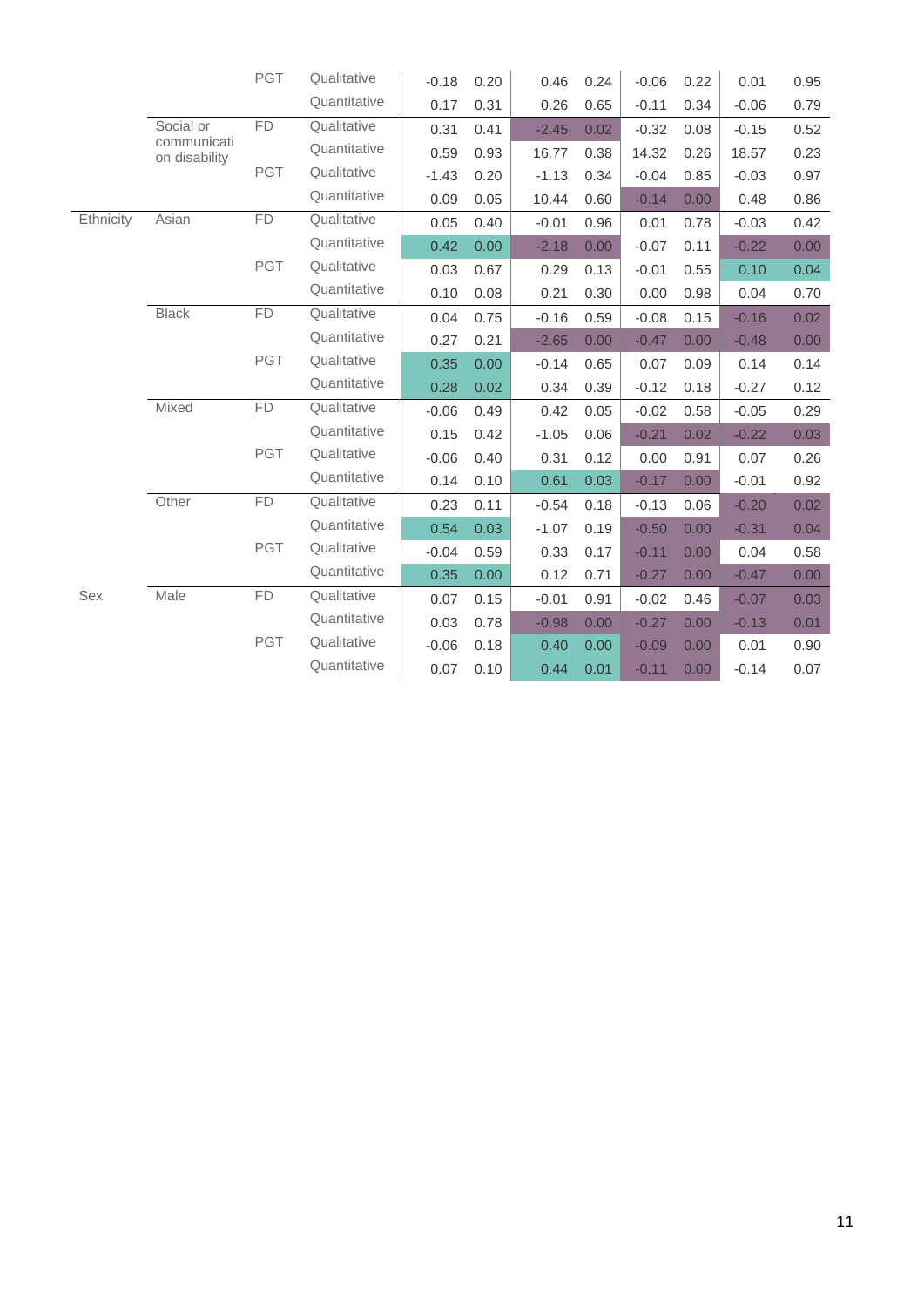| | | | | | | | | | | | | |
|---|---|---|---|---|---|---|---|---|---|---|---|---|
| | | PGT | Qualitative | -0.18 | 0.20 | 0.46 | 0.24 | -0.06 | 0.22 | 0.01 | 0.95 |
| | | | Quantitative | 0.17 | 0.31 | 0.26 | 0.65 | -0.11 | 0.34 | -0.06 | 0.79 |
| | Social or communication disability | FD | Qualitative | 0.31 | 0.41 | -2.45 | 0.02 | -0.32 | 0.08 | -0.15 | 0.52 |
| | | | Quantitative | 0.59 | 0.93 | 16.77 | 0.38 | 14.32 | 0.26 | 18.57 | 0.23 |
| | | PGT | Qualitative | -1.43 | 0.20 | -1.13 | 0.34 | -0.04 | 0.85 | -0.03 | 0.97 |
| | | | Quantitative | 0.09 | 0.05 | 10.44 | 0.60 | -0.14 | 0.00 | 0.48 | 0.86 |
| Ethnicity | Asian | FD | Qualitative | 0.05 | 0.40 | -0.01 | 0.96 | 0.01 | 0.78 | -0.03 | 0.42 |
| | | | Quantitative | 0.42 | 0.00 | -2.18 | 0.00 | -0.07 | 0.11 | -0.22 | 0.00 |
| | | PGT | Qualitative | 0.03 | 0.67 | 0.29 | 0.13 | -0.01 | 0.55 | 0.10 | 0.04 |
| | | | Quantitative | 0.10 | 0.08 | 0.21 | 0.30 | 0.00 | 0.98 | 0.04 | 0.70 |
| | Black | FD | Qualitative | 0.04 | 0.75 | -0.16 | 0.59 | -0.08 | 0.15 | -0.16 | 0.02 |
| | | | Quantitative | 0.27 | 0.21 | -2.65 | 0.00 | -0.47 | 0.00 | -0.48 | 0.00 |
| | | PGT | Qualitative | 0.35 | 0.00 | -0.14 | 0.65 | 0.07 | 0.09 | 0.14 | 0.14 |
| | | | Quantitative | 0.28 | 0.02 | 0.34 | 0.39 | -0.12 | 0.18 | -0.27 | 0.12 |
| | Mixed | FD | Qualitative | -0.06 | 0.49 | 0.42 | 0.05 | -0.02 | 0.58 | -0.05 | 0.29 |
| | | | Quantitative | 0.15 | 0.42 | -1.05 | 0.06 | -0.21 | 0.02 | -0.22 | 0.03 |
| | | PGT | Qualitative | -0.06 | 0.40 | 0.31 | 0.12 | 0.00 | 0.91 | 0.07 | 0.26 |
| | | | Quantitative | 0.14 | 0.10 | 0.61 | 0.03 | -0.17 | 0.00 | -0.01 | 0.92 |
| | Other | FD | Qualitative | 0.23 | 0.11 | -0.54 | 0.18 | -0.13 | 0.06 | -0.20 | 0.02 |
| | | | Quantitative | 0.54 | 0.03 | -1.07 | 0.19 | -0.50 | 0.00 | -0.31 | 0.04 |
| | | PGT | Qualitative | -0.04 | 0.59 | 0.33 | 0.17 | -0.11 | 0.00 | 0.04 | 0.58 |
| | | | Quantitative | 0.35 | 0.00 | 0.12 | 0.71 | -0.27 | 0.00 | -0.47 | 0.00 |
| Sex | Male | FD | Qualitative | 0.07 | 0.15 | -0.01 | 0.91 | -0.02 | 0.46 | -0.07 | 0.03 |
| | | | Quantitative | 0.03 | 0.78 | -0.98 | 0.00 | -0.27 | 0.00 | -0.13 | 0.01 |
| | | PGT | Qualitative | -0.06 | 0.18 | 0.40 | 0.00 | -0.09 | 0.00 | 0.01 | 0.90 |
| | | | Quantitative | 0.07 | 0.10 | 0.44 | 0.01 | -0.11 | 0.00 | -0.14 | 0.07 |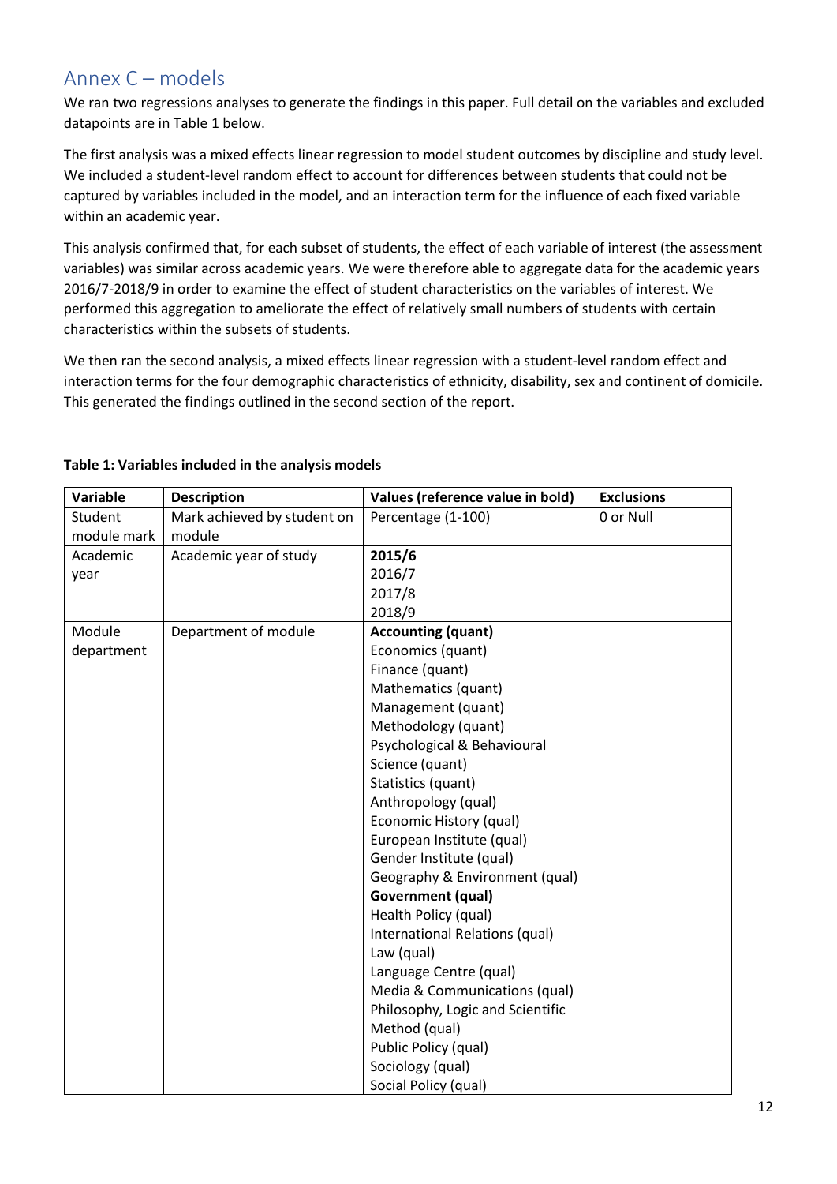## Annex C – models

We ran two regressions analyses to generate the findings in this paper. Full detail on the variables and excluded datapoints are in Table 1 below.

The first analysis was a mixed effects linear regression to model student outcomes by discipline and study level. We included a student-level random effect to account for differences between students that could not be captured by variables included in the model, and an interaction term for the influence of each fixed variable within an academic year.

This analysis confirmed that, for each subset of students, the effect of each variable of interest (the assessment variables) was similar across academic years. We were therefore able to aggregate data for the academic years 2016/7-2018/9 in order to examine the effect of student characteristics on the variables of interest. We performed this aggregation to ameliorate the effect of relatively small numbers of students with certain characteristics within the subsets of students.

We then ran the second analysis, a mixed effects linear regression with a student-level random effect and interaction terms for the four demographic characteristics of ethnicity, disability, sex and continent of domicile. This generated the findings outlined in the second section of the report.

**Table 1: Variables included in the analysis models**

| Variable | Description | Values (reference value in bold) | Exclusions |
|---|---|---|---|
| Student module mark | Mark achieved by student on module | Percentage (1-100) | 0 or Null |
| Academic year | Academic year of study | **2015/6**<br>2016/7<br>2017/8<br>2018/9 | |
| Module department | Department of module | **Accounting (quant)**<br>Economics (quant)<br>Finance (quant)<br>Mathematics (quant)<br>Management (quant)<br>Methodology (quant)<br>Psychological & Behavioural Science (quant)<br>Statistics (quant)<br>Anthropology (qual)<br>Economic History (qual)<br>European Institute (qual)<br>Gender Institute (qual)<br>Geography & Environment (qual)<br>**Government (qual)**<br>Health Policy (qual)<br>International Relations (qual)<br>Law (qual)<br>Language Centre (qual)<br>Media & Communications (qual)<br>Philosophy, Logic and Scientific Method (qual)<br>Public Policy (qual)<br>Sociology (qual)<br>Social Policy (qual) | |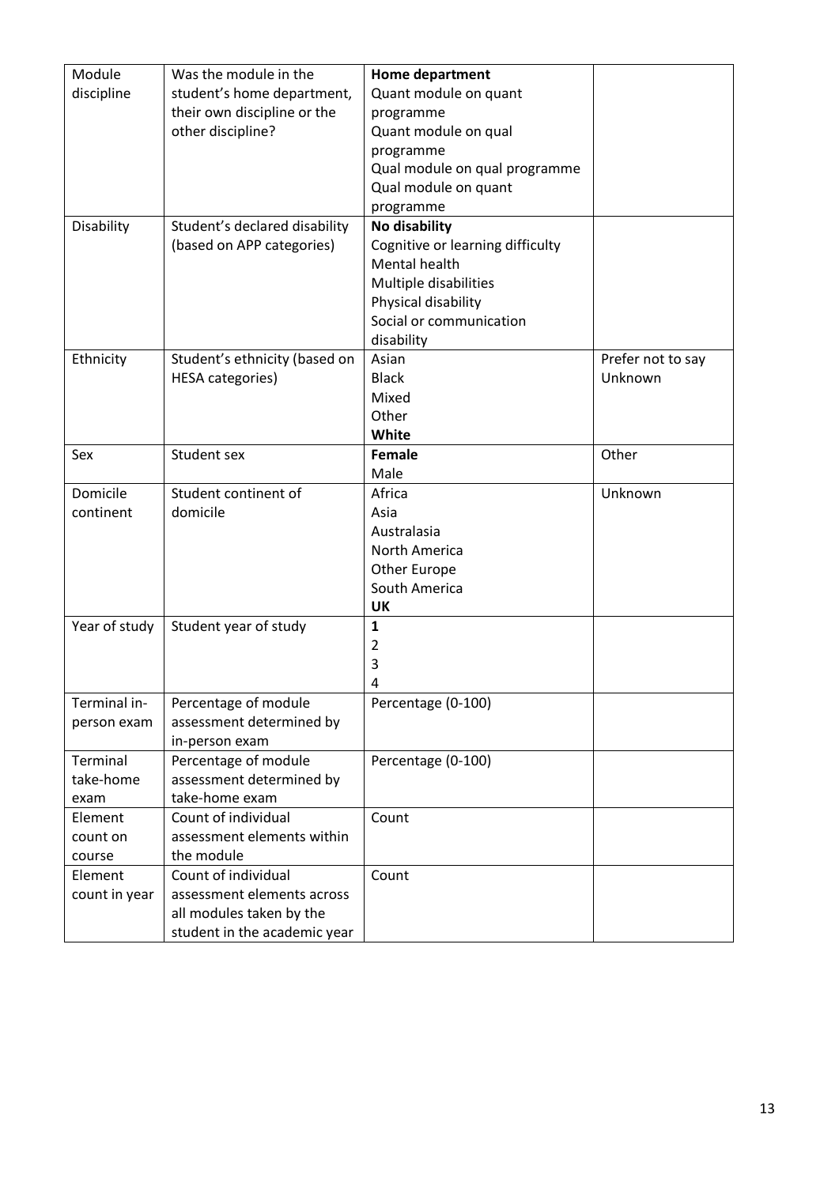| | | | |
|---|---|---|---|
| Module discipline | Was the module in the student's home department, their own discipline or the other discipline? | **Home department**<br>Quant module on quant programme<br>Quant module on qual programme<br>Qual module on qual programme<br>Qual module on quant programme | |
| Disability | Student's declared disability (based on APP categories) | **No disability**<br>Cognitive or learning difficulty<br>Mental health<br>Multiple disabilities<br>Physical disability<br>Social or communication disability | |
| Ethnicity | Student's ethnicity (based on HESA categories) | Asian<br>Black<br>Mixed<br>Other<br>**White** | Prefer not to say<br>Unknown |
| Sex | Student sex | **Female**<br>Male | Other |
| Domicile continent | Student continent of domicile | Africa<br>Asia<br>Australasia<br>North America<br>Other Europe<br>South America<br>**UK** | Unknown |
| Year of study | Student year of study | **1**<br>2<br>3<br>4 | |
| Terminal in-person exam | Percentage of module assessment determined by in-person exam | Percentage (0-100) | |
| Terminal take-home exam | Percentage of module assessment determined by take-home exam | Percentage (0-100) | |
| Element count on course | Count of individual assessment elements within the module | Count | |
| Element count in year | Count of individual assessment elements across all modules taken by the student in the academic year | Count | |